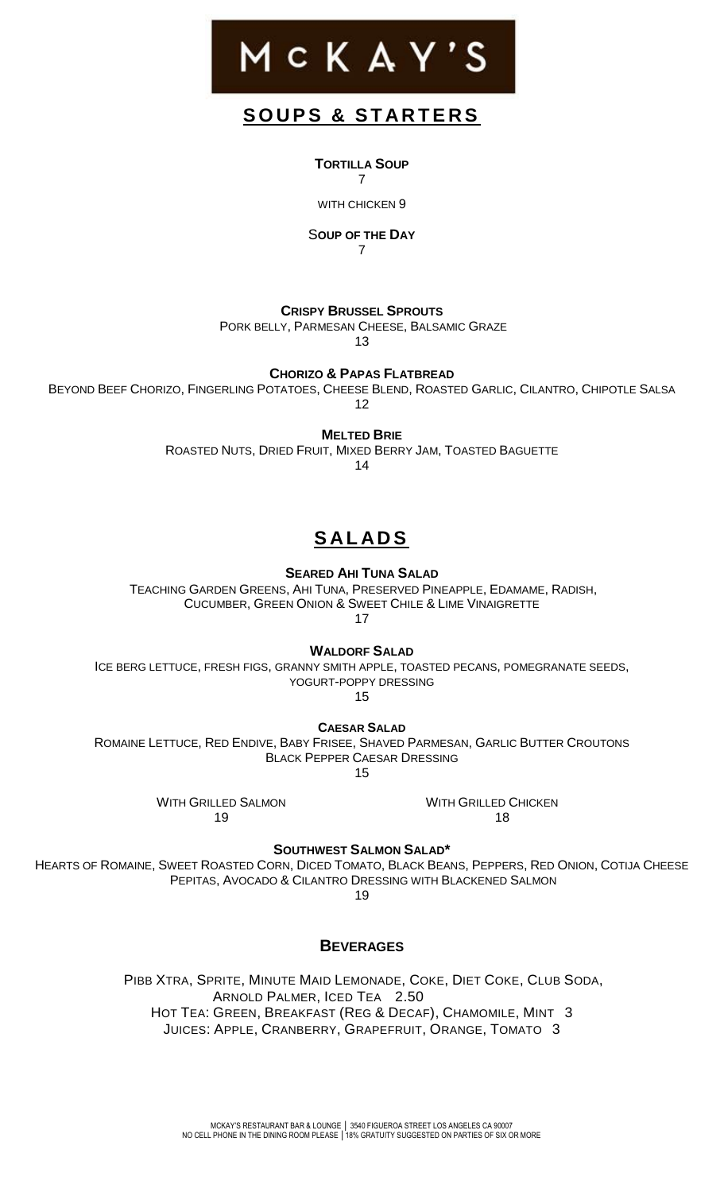# McKAY'S

## SOUPS & STARTERS

**TORTILLA SOUP**
7

WITH CHICKEN 9

**SOUP OF THE DAY**
7

**CRISPY BRUSSEL SPROUTS**
PORK BELLY, PARMESAN CHEESE, BALSAMIC GRAZE
13

**CHORIZO & PAPAS FLATBREAD**
BEYOND BEEF CHORIZO, FINGERLING POTATOES, CHEESE BLEND, ROASTED GARLIC, CILANTRO, CHIPOTLE SALSA
12

**MELTED BRIE**
ROASTED NUTS, DRIED FRUIT, MIXED BERRY JAM, TOASTED BAGUETTE
14

## SALADS

**SEARED AHI TUNA SALAD**
TEACHING GARDEN GREENS, AHI TUNA, PRESERVED PINEAPPLE, EDAMAME, RADISH, CUCUMBER, GREEN ONION & SWEET CHILE & LIME VINAIGRETTE
17

**WALDORF SALAD**
ICE BERG LETTUCE, FRESH FIGS, GRANNY SMITH APPLE, TOASTED PECANS, POMEGRANATE SEEDS, YOGURT-POPPY DRESSING
15

**CAESAR SALAD**
ROMAINE LETTUCE, RED ENDIVE, BABY FRISEE, SHAVED PARMESAN, GARLIC BUTTER CROUTONS
BLACK PEPPER CAESAR DRESSING
15

WITH GRILLED SALMON
19

WITH GRILLED CHICKEN
18

**SOUTHWEST SALMON SALAD***
HEARTS OF ROMAINE, SWEET ROASTED CORN, DICED TOMATO, BLACK BEANS, PEPPERS, RED ONION, COTIJA CHEESE
PEPITAS, AVOCADO & CILANTRO DRESSING WITH BLACKENED SALMON
19

### BEVERAGES

PIBB XTRA, SPRITE, MINUTE MAID LEMONADE, COKE, DIET COKE, CLUB SODA, ARNOLD PALMER, ICED TEA 2.50
HOT TEA: GREEN, BREAKFAST (REG & DECAF), CHAMOMILE, MINT 3
JUICES: APPLE, CRANBERRY, GRAPEFRUIT, ORANGE, TOMATO 3

MCKAY'S RESTAURANT BAR & LOUNGE | 3540 FIGUEROA STREET LOS ANGELES CA 90007
NO CELL PHONE IN THE DINING ROOM PLEASE | 18% GRATUITY SUGGESTED ON PARTIES OF SIX OR MORE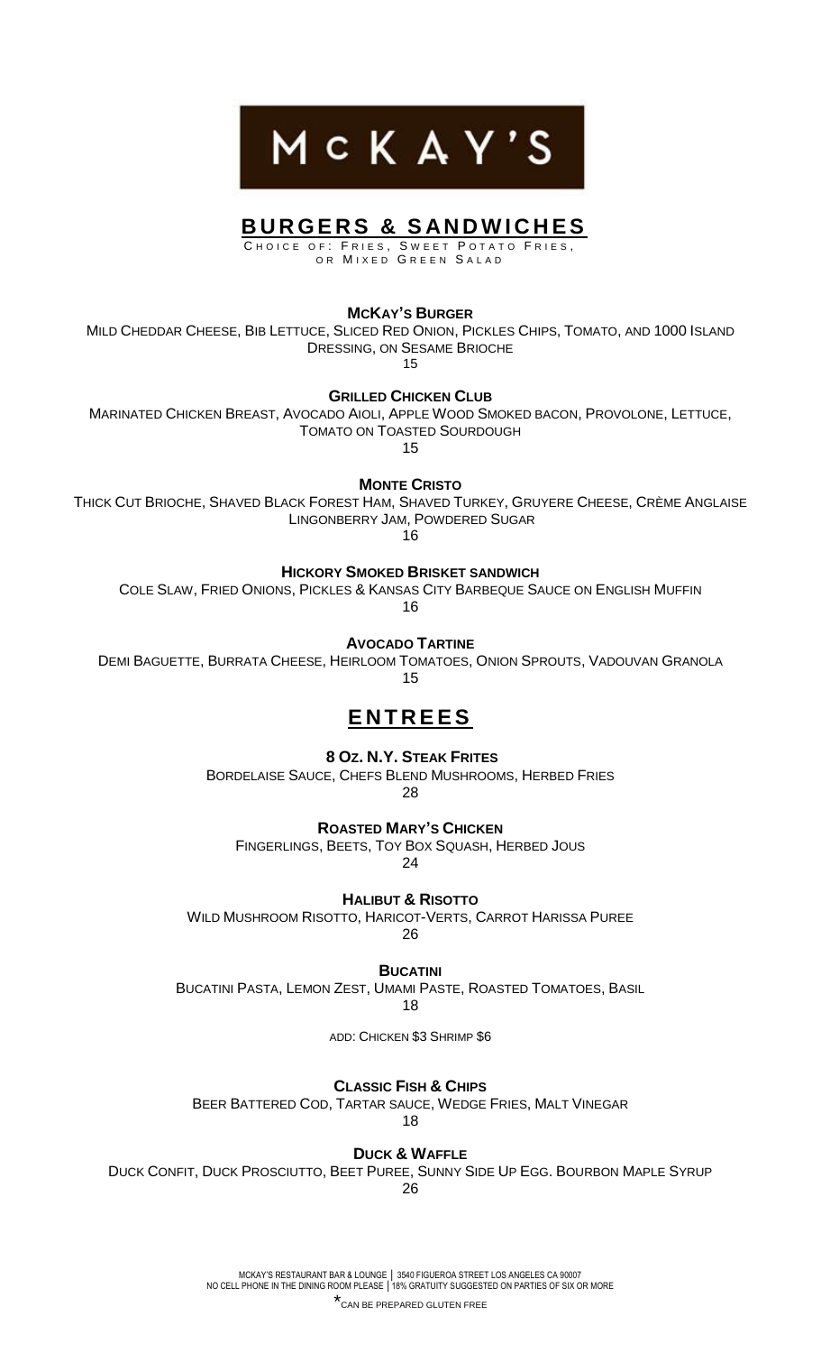# McKAY'S

## BURGERS & SANDWICHES

CHOICE OF: FRIES, SWEET POTATO FRIES, OR MIXED GREEN SALAD

**MCKAY'S BURGER**
MILD CHEDDAR CHEESE, BIB LETTUCE, SLICED RED ONION, PICKLES CHIPS, TOMATO, AND 1000 ISLAND DRESSING, ON SESAME BRIOCHE
15

**GRILLED CHICKEN CLUB**
MARINATED CHICKEN BREAST, AVOCADO AIOLI, APPLE WOOD SMOKED BACON, PROVOLONE, LETTUCE, TOMATO ON TOASTED SOURDOUGH
15

**MONTE CRISTO**
THICK CUT BRIOCHE, SHAVED BLACK FOREST HAM, SHAVED TURKEY, GRUYERE CHEESE, CRÈME ANGLAISE LINGONBERRY JAM, POWDERED SUGAR
16

**HICKORY SMOKED BRISKET SANDWICH**
COLE SLAW, FRIED ONIONS, PICKLES & KANSAS CITY BARBEQUE SAUCE ON ENGLISH MUFFIN
16

**AVOCADO TARTINE**
DEMI BAGUETTE, BURRATA CHEESE, HEIRLOOM TOMATOES, ONION SPROUTS, VADOUVAN GRANOLA
15

## ENTREES

**8 OZ. N.Y. STEAK FRITES**
BORDELAISE SAUCE, CHEFS BLEND MUSHROOMS, HERBED FRIES
28

**ROASTED MARY'S CHICKEN**
FINGERLINGS, BEETS, TOY BOX SQUASH, HERBED JOUS
24

**HALIBUT & RISOTTO**
WILD MUSHROOM RISOTTO, HARICOT-VERTS, CARROT HARISSA PUREE
26

**BUCATINI**
BUCATINI PASTA, LEMON ZEST, UMAMI PASTE, ROASTED TOMATOES, BASIL
18

ADD: CHICKEN $3 SHRIMP $6

**CLASSIC FISH & CHIPS**
BEER BATTERED COD, TARTAR SAUCE, WEDGE FRIES, MALT VINEGAR
18

**DUCK & WAFFLE**
DUCK CONFIT, DUCK PROSCIUTTO, BEET PUREE, SUNNY SIDE UP EGG. BOURBON MAPLE SYRUP
26

MCKAY'S RESTAURANT BAR & LOUNGE | 3540 FIGUEROA STREET LOS ANGELES CA 90007
NO CELL PHONE IN THE DINING ROOM PLEASE | 18% GRATUITY SUGGESTED ON PARTIES OF SIX OR MORE

*CAN BE PREPARED GLUTEN FREE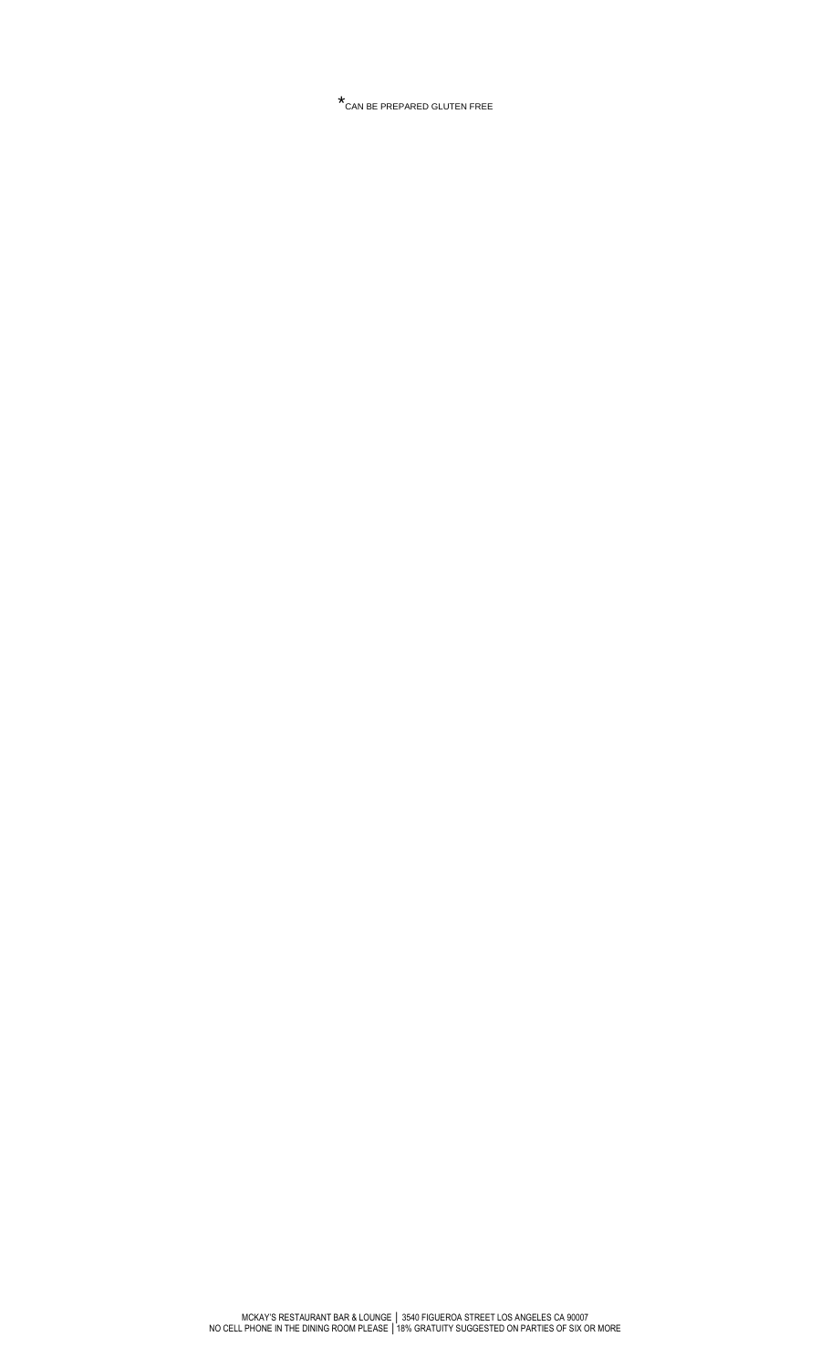*CAN BE PREPARED GLUTEN FREE